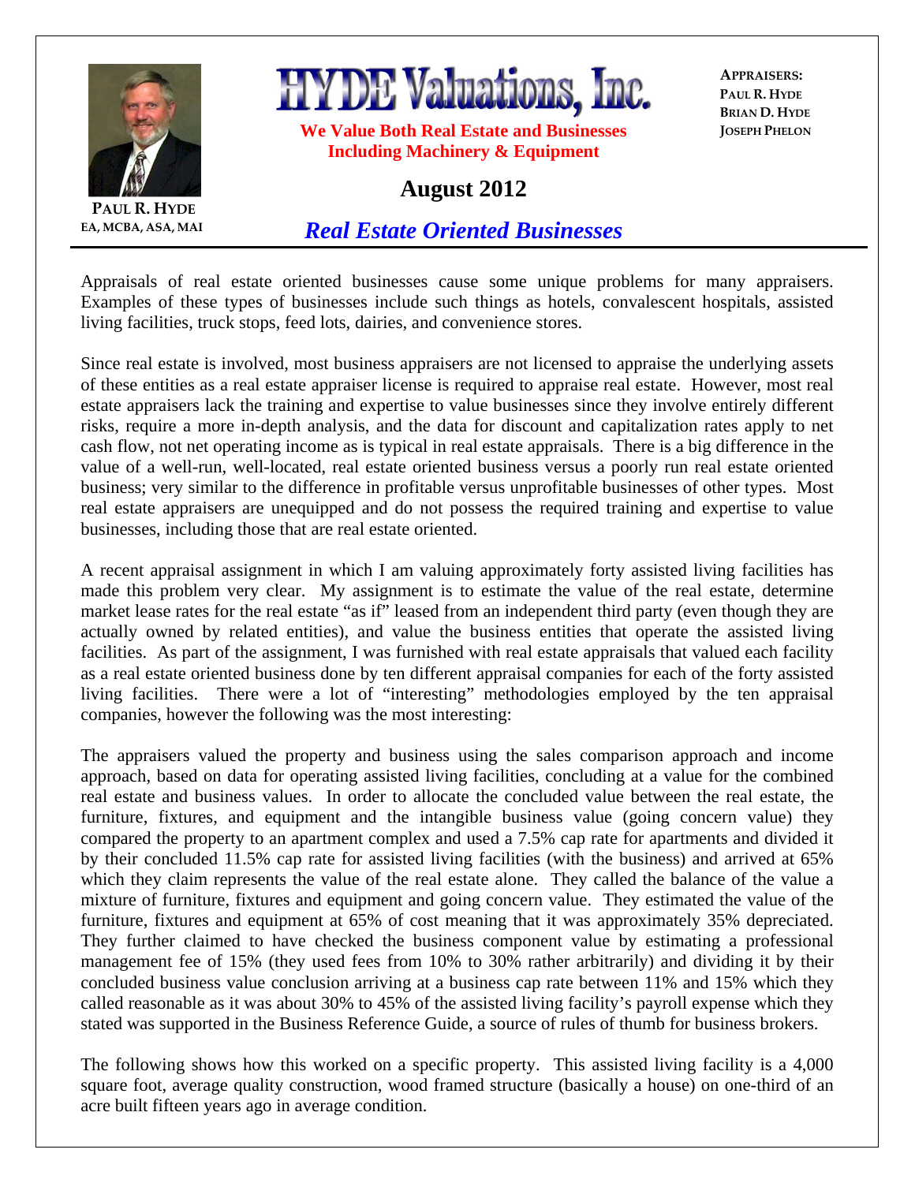# HYDE Valuations, Inc.

**We Value Both Real Estate and Businesses Including Machinery & Equipment**

**PAUL R. HYDE**
EA, MCBA, ASA, MAI

**APPRAISERS:**
PAUL R. HYDE
BRIAN D. HYDE
JOSEPH PHELON

## August 2012

## *Real Estate Oriented Businesses*

Appraisals of real estate oriented businesses cause some unique problems for many appraisers. Examples of these types of businesses include such things as hotels, convalescent hospitals, assisted living facilities, truck stops, feed lots, dairies, and convenience stores.

Since real estate is involved, most business appraisers are not licensed to appraise the underlying assets of these entities as a real estate appraiser license is required to appraise real estate. However, most real estate appraisers lack the training and expertise to value businesses since they involve entirely different risks, require a more in-depth analysis, and the data for discount and capitalization rates apply to net cash flow, not net operating income as is typical in real estate appraisals. There is a big difference in the value of a well-run, well-located, real estate oriented business versus a poorly run real estate oriented business; very similar to the difference in profitable versus unprofitable businesses of other types. Most real estate appraisers are unequipped and do not possess the required training and expertise to value businesses, including those that are real estate oriented.

A recent appraisal assignment in which I am valuing approximately forty assisted living facilities has made this problem very clear. My assignment is to estimate the value of the real estate, determine market lease rates for the real estate "as if" leased from an independent third party (even though they are actually owned by related entities), and value the business entities that operate the assisted living facilities. As part of the assignment, I was furnished with real estate appraisals that valued each facility as a real estate oriented business done by ten different appraisal companies for each of the forty assisted living facilities. There were a lot of "interesting" methodologies employed by the ten appraisal companies, however the following was the most interesting:

The appraisers valued the property and business using the sales comparison approach and income approach, based on data for operating assisted living facilities, concluding at a value for the combined real estate and business values. In order to allocate the concluded value between the real estate, the furniture, fixtures, and equipment and the intangible business value (going concern value) they compared the property to an apartment complex and used a 7.5% cap rate for apartments and divided it by their concluded 11.5% cap rate for assisted living facilities (with the business) and arrived at 65% which they claim represents the value of the real estate alone. They called the balance of the value a mixture of furniture, fixtures and equipment and going concern value. They estimated the value of the furniture, fixtures and equipment at 65% of cost meaning that it was approximately 35% depreciated. They further claimed to have checked the business component value by estimating a professional management fee of 15% (they used fees from 10% to 30% rather arbitrarily) and dividing it by their concluded business value conclusion arriving at a business cap rate between 11% and 15% which they called reasonable as it was about 30% to 45% of the assisted living facility's payroll expense which they stated was supported in the Business Reference Guide, a source of rules of thumb for business brokers.

The following shows how this worked on a specific property. This assisted living facility is a 4,000 square foot, average quality construction, wood framed structure (basically a house) on one-third of an acre built fifteen years ago in average condition.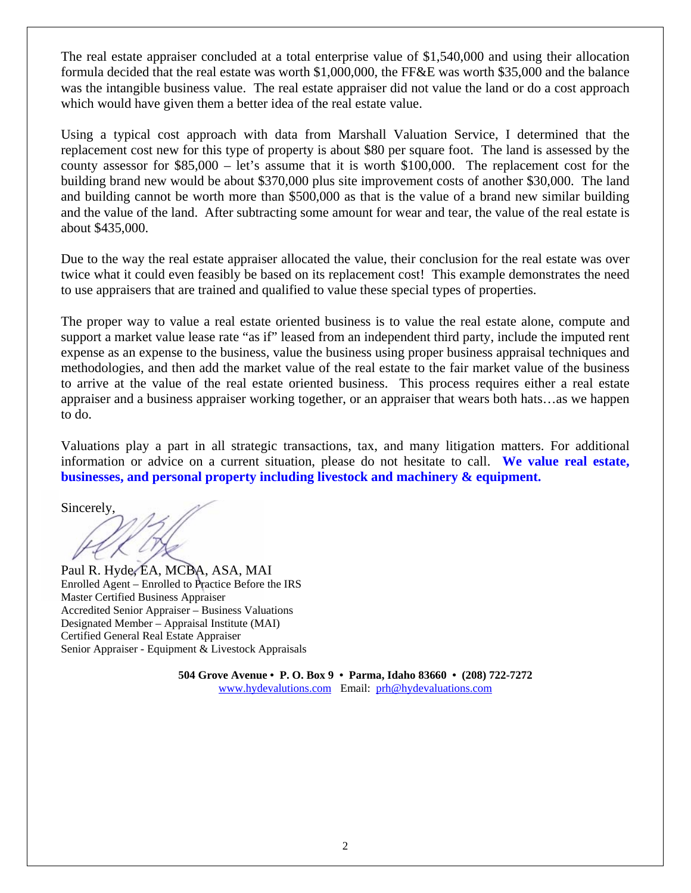The real estate appraiser concluded at a total enterprise value of $1,540,000 and using their allocation formula decided that the real estate was worth $1,000,000, the FF&E was worth $35,000 and the balance was the intangible business value. The real estate appraiser did not value the land or do a cost approach which would have given them a better idea of the real estate value.

Using a typical cost approach with data from Marshall Valuation Service, I determined that the replacement cost new for this type of property is about $80 per square foot. The land is assessed by the county assessor for $85,000 – let's assume that it is worth $100,000. The replacement cost for the building brand new would be about $370,000 plus site improvement costs of another $30,000. The land and building cannot be worth more than $500,000 as that is the value of a brand new similar building and the value of the land. After subtracting some amount for wear and tear, the value of the real estate is about $435,000.

Due to the way the real estate appraiser allocated the value, their conclusion for the real estate was over twice what it could even feasibly be based on its replacement cost! This example demonstrates the need to use appraisers that are trained and qualified to value these special types of properties.

The proper way to value a real estate oriented business is to value the real estate alone, compute and support a market value lease rate "as if" leased from an independent third party, include the imputed rent expense as an expense to the business, value the business using proper business appraisal techniques and methodologies, and then add the market value of the real estate to the fair market value of the business to arrive at the value of the real estate oriented business. This process requires either a real estate appraiser and a business appraiser working together, or an appraiser that wears both hats…as we happen to do.

Valuations play a part in all strategic transactions, tax, and many litigation matters. For additional information or advice on a current situation, please do not hesitate to call. **We value real estate, businesses, and personal property including livestock and machinery & equipment.**

Sincerely,

Paul R. Hyde, EA, MCBA, ASA, MAI
Enrolled Agent – Enrolled to Practice Before the IRS
Master Certified Business Appraiser
Accredited Senior Appraiser – Business Valuations
Designated Member – Appraisal Institute (MAI)
Certified General Real Estate Appraiser
Senior Appraiser - Equipment & Livestock Appraisals

**504 Grove Avenue • P. O. Box 9 • Parma, Idaho 83660 • (208) 722-7272**
www.hydevalutions.com Email: prh@hydevaluations.com